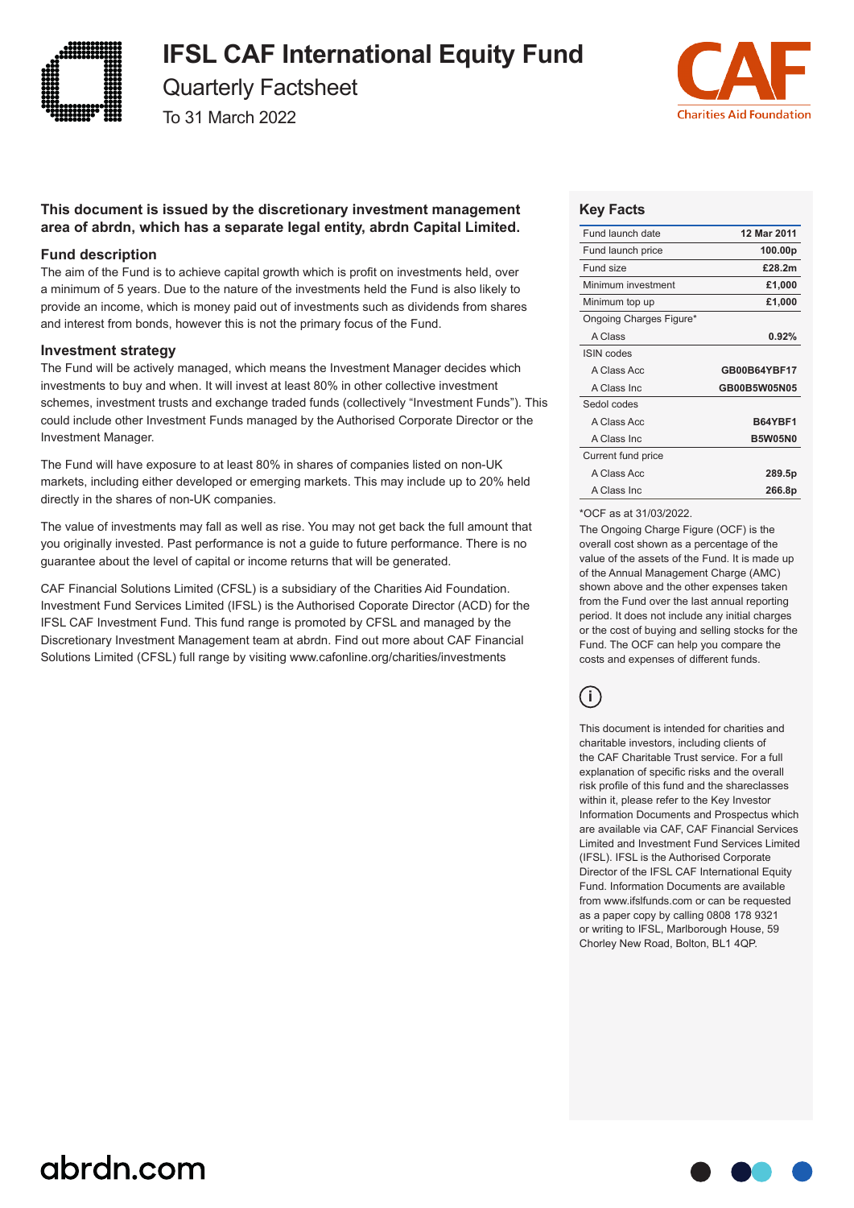# IFSL CAF International Equity Fund

## Quarterly Factsheet

To 31 March 2022

**This document is issued by the discretionary investment management area of abrdn, which has a separate legal entity, abrdn Capital Limited.**

### Fund description

The aim of the Fund is to achieve capital growth which is profit on investments held, over a minimum of 5 years. Due to the nature of the investments held the Fund is also likely to provide an income, which is money paid out of investments such as dividends from shares and interest from bonds, however this is not the primary focus of the Fund.

### Investment strategy

The Fund will be actively managed, which means the Investment Manager decides which investments to buy and when. It will invest at least 80% in other collective investment schemes, investment trusts and exchange traded funds (collectively "Investment Funds"). This could include other Investment Funds managed by the Authorised Corporate Director or the Investment Manager.

The Fund will have exposure to at least 80% in shares of companies listed on non-UK markets, including either developed or emerging markets. This may include up to 20% held directly in the shares of non-UK companies.

The value of investments may fall as well as rise. You may not get back the full amount that you originally invested. Past performance is not a guide to future performance. There is no guarantee about the level of capital or income returns that will be generated.

CAF Financial Solutions Limited (CFSL) is a subsidiary of the Charities Aid Foundation. Investment Fund Services Limited (IFSL) is the Authorised Coporate Director (ACD) for the IFSL CAF Investment Fund. This fund range is promoted by CFSL and managed by the Discretionary Investment Management team at abrdn. Find out more about CAF Financial Solutions Limited (CFSL) full range by visiting www.cafonline.org/charities/investments

### Key Facts

| | |
|---|---|
| Fund launch date | **12 Mar 2011** |
| Fund launch price | **100.00p** |
| Fund size | **£28.2m** |
| Minimum investment | **£1,000** |
| Minimum top up | **£1,000** |
| Ongoing Charges Figure* | |
| A Class | **0.92%** |
| ISIN codes | |
| A Class Acc | **GB00B64YBF17** |
| A Class Inc | **GB00B5W05N05** |
| Sedol codes | |
| A Class Acc | **B64YBF1** |
| A Class Inc | **B5W05N0** |
| Current fund price | |
| A Class Acc | **289.5p** |
| A Class Inc | **266.8p** |

*OCF as at 31/03/2022.

The Ongoing Charge Figure (OCF) is the overall cost shown as a percentage of the value of the assets of the Fund. It is made up of the Annual Management Charge (AMC) shown above and the other expenses taken from the Fund over the last annual reporting period. It does not include any initial charges or the cost of buying and selling stocks for the Fund. The OCF can help you compare the costs and expenses of different funds.

This document is intended for charities and charitable investors, including clients of the CAF Charitable Trust service. For a full explanation of specific risks and the overall risk profile of this fund and the shareclasses within it, please refer to the Key Investor Information Documents and Prospectus which are available via CAF, CAF Financial Services Limited and Investment Fund Services Limited (IFSL). IFSL is the Authorised Corporate Director of the IFSL CAF International Equity Fund. Information Documents are available from www.ifslfunds.com or can be requested as a paper copy by calling 0808 178 9321 or writing to IFSL, Marlborough House, 59 Chorley New Road, Bolton, BL1 4QP.

abrdn.com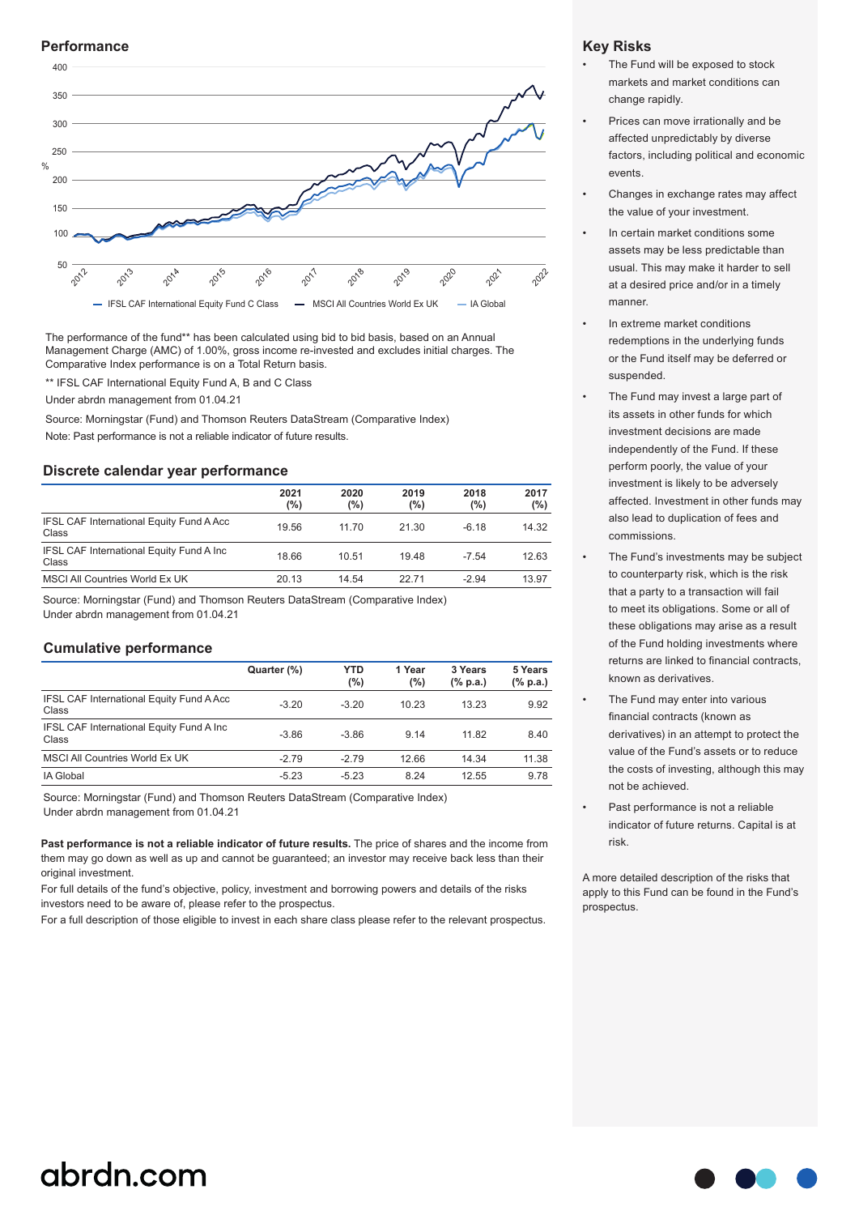## Performance

%

| | |
|---|---|
| 400 | |
| 350 | |
| 300 | |
| 250 | |
| 200 | |
| 150 | |
| 100 | |
| 50 | |

2012 2013 2014 2015 2016 2017 2018 2019 2020 2021 2022

— IFSL CAF International Equity Fund C Class — MSCI All Countries World Ex UK — IA Global

The performance of the fund** has been calculated using bid to bid basis, based on an Annual Management Charge (AMC) of 1.00%, gross income re-invested and excludes initial charges. The Comparative Index performance is on a Total Return basis.

** IFSL CAF International Equity Fund A, B and C Class

Under abrdn management from 01.04.21

Source: Morningstar (Fund) and Thomson Reuters DataStream (Comparative Index)

Note: Past performance is not a reliable indicator of future results.

## Discrete calendar year performance

| | 2021 (%) | 2020 (%) | 2019 (%) | 2018 (%) | 2017 (%) |
|---|---|---|---|---|---|
| IFSL CAF International Equity Fund A Acc Class | 19.56 | 11.70 | 21.30 | -6.18 | 14.32 |
| IFSL CAF International Equity Fund A Inc Class | 18.66 | 10.51 | 19.48 | -7.54 | 12.63 |
| MSCI All Countries World Ex UK | 20.13 | 14.54 | 22.71 | -2.94 | 13.97 |

Source: Morningstar (Fund) and Thomson Reuters DataStream (Comparative Index)
Under abrdn management from 01.04.21

## Cumulative performance

| | Quarter (%) | YTD (%) | 1 Year (%) | 3 Years (% p.a.) | 5 Years (% p.a.) |
|---|---|---|---|---|---|
| IFSL CAF International Equity Fund A Acc Class | -3.20 | -3.20 | 10.23 | 13.23 | 9.92 |
| IFSL CAF International Equity Fund A Inc Class | -3.86 | -3.86 | 9.14 | 11.82 | 8.40 |
| MSCI All Countries World Ex UK | -2.79 | -2.79 | 12.66 | 14.34 | 11.38 |
| IA Global | -5.23 | -5.23 | 8.24 | 12.55 | 9.78 |

Source: Morningstar (Fund) and Thomson Reuters DataStream (Comparative Index)
Under abrdn management from 01.04.21

**Past performance is not a reliable indicator of future results.** The price of shares and the income from them may go down as well as up and cannot be guaranteed; an investor may receive back less than their original investment.

For full details of the fund's objective, policy, investment and borrowing powers and details of the risks investors need to be aware of, please refer to the prospectus.

For a full description of those eligible to invest in each share class please refer to the relevant prospectus.

## Key Risks

- The Fund will be exposed to stock markets and market conditions can change rapidly.
- Prices can move irrationally and be affected unpredictably by diverse factors, including political and economic events.
- Changes in exchange rates may affect the value of your investment.
- In certain market conditions some assets may be less predictable than usual. This may make it harder to sell at a desired price and/or in a timely manner.
- In extreme market conditions redemptions in the underlying funds or the Fund itself may be deferred or suspended.
- The Fund may invest a large part of its assets in other funds for which investment decisions are made independently of the Fund. If these perform poorly, the value of your investment is likely to be adversely affected. Investment in other funds may also lead to duplication of fees and commissions.
- The Fund's investments may be subject to counterparty risk, which is the risk that a party to a transaction will fail to meet its obligations. Some or all of these obligations may arise as a result of the Fund holding investments where returns are linked to financial contracts, known as derivatives.
- The Fund may enter into various financial contracts (known as derivatives) in an attempt to protect the value of the Fund's assets or to reduce the costs of investing, although this may not be achieved.
- Past performance is not a reliable indicator of future returns. Capital is at risk.

A more detailed description of the risks that apply to this Fund can be found in the Fund's prospectus.

abrdn.com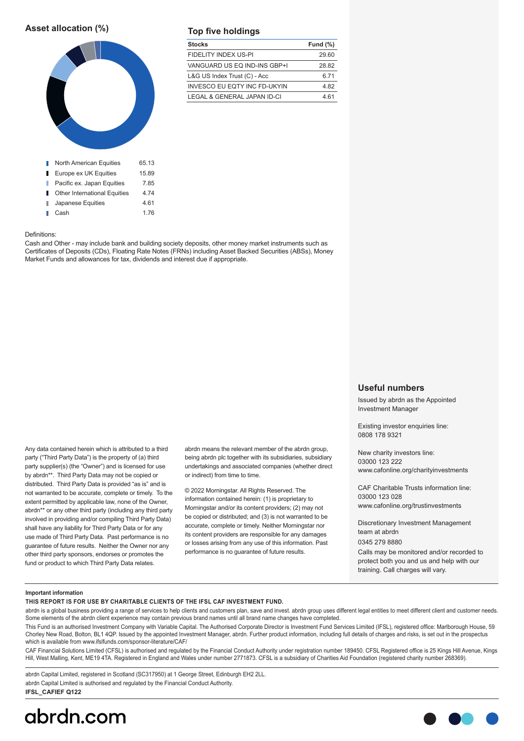## Asset allocation (%)

North American Equities 65.13
Europe ex UK Equities 15.89
Pacific ex. Japan Equities 7.85
Other International Equities 4.74
Japanese Equities 4.61
Cash 1.76

## Top five holdings

| Stocks | Fund (%) |
|---|---|
| FIDELITY INDEX US-PI | 29.60 |
| VANGUARD US EQ IND-INS GBP+I | 28.82 |
| L&G US Index Trust (C) - Acc | 6.71 |
| INVESCO EU EQTY INC FD-UKYIN | 4.82 |
| LEGAL & GENERAL JAPAN ID-CI | 4.61 |

Definitions:
Cash and Other - may include bank and building society deposits, other money market instruments such as Certificates of Deposits (CDs), Floating Rate Notes (FRNs) including Asset Backed Securities (ABSs), Money Market Funds and allowances for tax, dividends and interest due if appropriate.

Any data contained herein which is attributed to a third party ("Third Party Data") is the property of (a) third party supplier(s) (the "Owner") and is licensed for use by abrdn**. Third Party Data may not be copied or distributed. Third Party Data is provided "as is" and is not warranted to be accurate, complete or timely. To the extent permitted by applicable law, none of the Owner, abrdn** or any other third party (including any third party involved in providing and/or compiling Third Party Data) shall have any liability for Third Party Data or for any use made of Third Party Data. Past performance is no guarantee of future results. Neither the Owner nor any other third party sponsors, endorses or promotes the fund or product to which Third Party Data relates.

abrdn means the relevant member of the abrdn group, being abrdn plc together with its subsidiaries, subsidiary undertakings and associated companies (whether direct or indirect) from time to time.

© 2022 Morningstar. All Rights Reserved. The information contained herein: (1) is proprietary to Morningstar and/or its content providers; (2) may not be copied or distributed; and (3) is not warranted to be accurate, complete or timely. Neither Morningstar nor its content providers are responsible for any damages or losses arising from any use of this information. Past performance is no guarantee of future results.

## Useful numbers

Issued by abrdn as the Appointed Investment Manager

Existing investor enquiries line:
0808 178 9321

New charity investors line:
03000 123 222
www.cafonline.org/charityinvestments

CAF Charitable Trusts information line:
03000 123 028
www.cafonline.org/trustinvestments

Discretionary Investment Management team at abrdn
0345 279 8880

Calls may be monitored and/or recorded to protect both you and us and help with our training. Call charges will vary.

**Important information**

**THIS REPORT IS FOR USE BY CHARITABLE CLIENTS OF THE IFSL CAF INVESTMENT FUND.**

abrdn is a global business providing a range of services to help clients and customers plan, save and invest. abrdn group uses different legal entities to meet different client and customer needs. Some elements of the abrdn client experience may contain previous brand names until all brand name changes have completed.

This Fund is an authorised Investment Company with Variable Capital. The Authorised Corporate Director is Investment Fund Services Limited (IFSL), registered office: Marlborough House, 59 Chorley New Road, Bolton, BL1 4QP. Issued by the appointed Investment Manager, abrdn. Further product information, including full details of charges and risks, is set out in the prospectus which is available from www.ifslfunds.com/sponsor-literature/CAF/

CAF Financial Solutions Limited (CFSL) is authorised and regulated by the Financial Conduct Authority under registration number 189450. CFSL Registered office is 25 Kings Hill Avenue, Kings Hill, West Malling, Kent, ME19 4TA. Registered in England and Wales under number 2771873. CFSL is a subsidiary of Charities Aid Foundation (registered charity number 268369).

abrdn Capital Limited, registered in Scotland (SC317950) at 1 George Street, Edinburgh EH2 2LL.
abrdn Capital Limited is authorised and regulated by the Financial Conduct Authority.
**IFSL_CAFIEF Q122**

abrdn.com